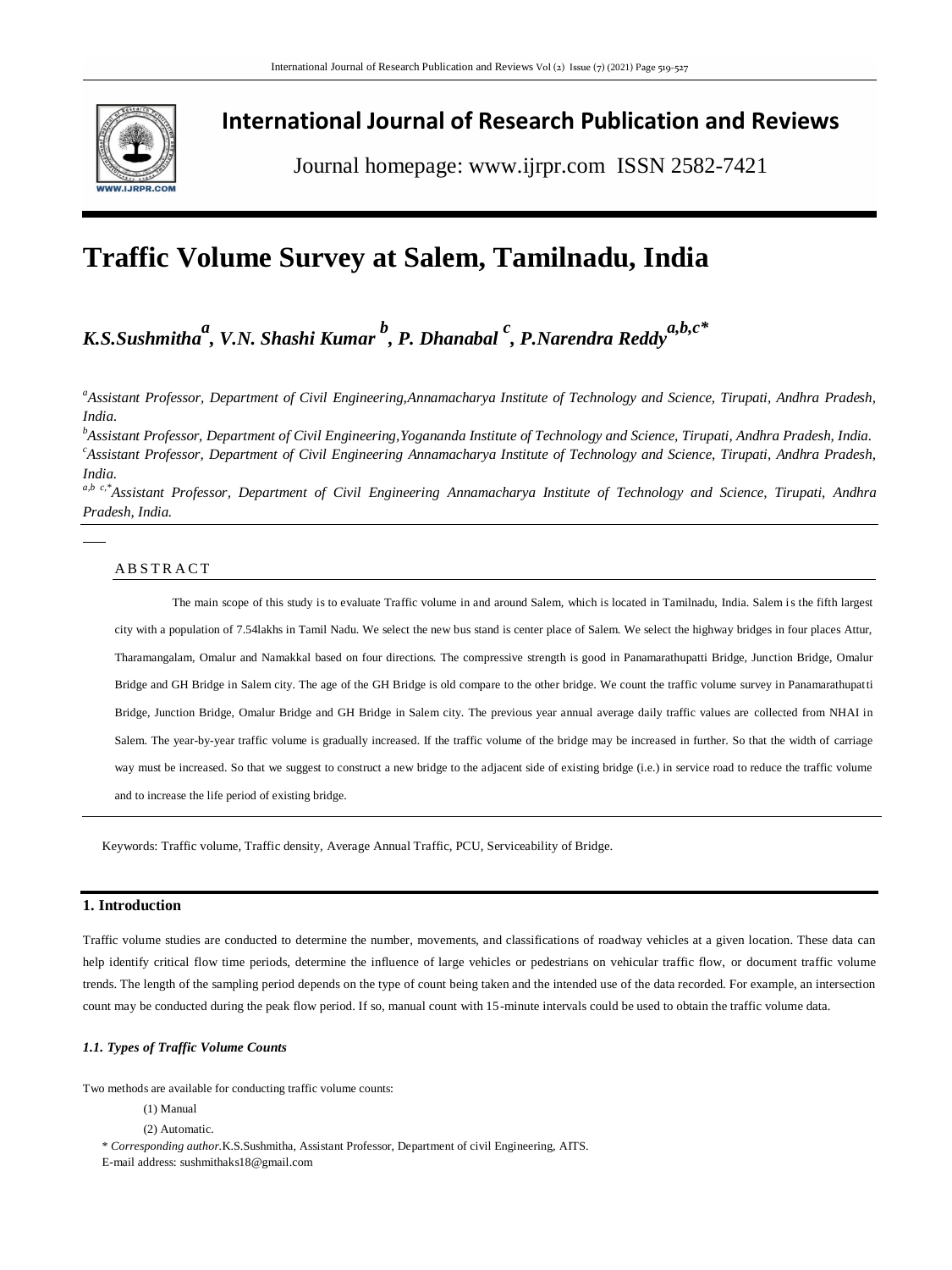# International Journal of Research Publication and Reviews

Journal homepage: www.ijrpr.com ISSN 2582-7421

# Traffic Volume Survey at Salem, Tamilnadu, India

***K.S.Sushmitha*[a]*, V.N. Shashi Kumar*[b]*, P. Dhanabal*[c]*, P.Narendra Reddy*[a,b,c*]**

[a]*Assistant Professor, Department of Civil Engineering,Annamacharya Institute of Technology and Science, Tirupati, Andhra Pradesh, India.*

[b]*Assistant Professor, Department of Civil Engineering,Yogananda Institute of Technology and Science, Tirupati, Andhra Pradesh, India.*

[c]*Assistant Professor, Department of Civil Engineering Annamacharya Institute of Technology and Science, Tirupati, Andhra Pradesh, India.*

[a,b c,*]*Assistant Professor, Department of Civil Engineering Annamacharya Institute of Technology and Science, Tirupati, Andhra Pradesh, India.*

---

A B S T R A C T

The main scope of this study is to evaluate Traffic volume in and around Salem, which is located in Tamilnadu, India. Salem is the fifth largest city with a population of 7.54lakhs in Tamil Nadu. We select the new bus stand is center place of Salem. We select the highway bridges in four places Attur, Tharamangalam, Omalur and Namakkal based on four directions. The compressive strength is good in Panamarathupatti Bridge, Junction Bridge, Omalur Bridge and GH Bridge in Salem city. The age of the GH Bridge is old compare to the other bridge. We count the traffic volume survey in Panamarathupatti Bridge, Junction Bridge, Omalur Bridge and GH Bridge in Salem city. The previous year annual average daily traffic values are collected from NHAI in Salem. The year-by-year traffic volume is gradually increased. If the traffic volume of the bridge may be increased in further. So that the width of carriage way must be increased. So that we suggest to construct a new bridge to the adjacent side of existing bridge (i.e.) in service road to reduce the traffic volume and to increase the life period of existing bridge.

Keywords: Traffic volume, Traffic density, Average Annual Traffic, PCU, Serviceability of Bridge.

## 1. Introduction

Traffic volume studies are conducted to determine the number, movements, and classifications of roadway vehicles at a given location. These data can help identify critical flow time periods, determine the influence of large vehicles or pedestrians on vehicular traffic flow, or document traffic volume trends. The length of the sampling period depends on the type of count being taken and the intended use of the data recorded. For example, an intersection count may be conducted during the peak flow period. If so, manual count with 15-minute intervals could be used to obtain the traffic volume data.

### *1.1. Types of Traffic Volume Counts*

Two methods are available for conducting traffic volume counts:

(1) Manual

(2) Automatic.

\* *Corresponding author.*K.S.Sushmitha, Assistant Professor, Department of civil Engineering, AITS.
E-mail address: sushmithaks18@gmail.com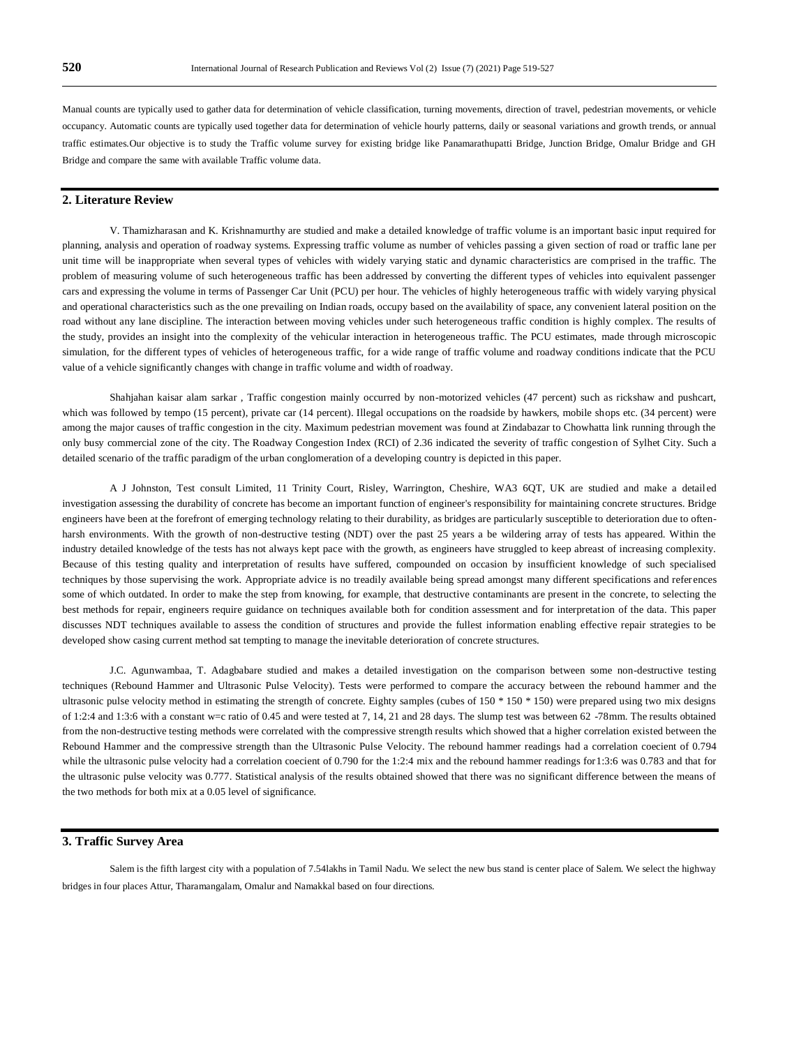Manual counts are typically used to gather data for determination of vehicle classification, turning movements, direction of travel, pedestrian movements, or vehicle occupancy. Automatic counts are typically used together data for determination of vehicle hourly patterns, daily or seasonal variations and growth trends, or annual traffic estimates.Our objective is to study the Traffic volume survey for existing bridge like Panamarathupatti Bridge, Junction Bridge, Omalur Bridge and GH Bridge and compare the same with available Traffic volume data.

## 2. Literature Review

V. Thamizharasan and K. Krishnamurthy are studied and make a detailed knowledge of traffic volume is an important basic input required for planning, analysis and operation of roadway systems. Expressing traffic volume as number of vehicles passing a given section of road or traffic lane per unit time will be inappropriate when several types of vehicles with widely varying static and dynamic characteristics are comprised in the traffic. The problem of measuring volume of such heterogeneous traffic has been addressed by converting the different types of vehicles into equivalent passenger cars and expressing the volume in terms of Passenger Car Unit (PCU) per hour. The vehicles of highly heterogeneous traffic with widely varying physical and operational characteristics such as the one prevailing on Indian roads, occupy based on the availability of space, any convenient lateral position on the road without any lane discipline. The interaction between moving vehicles under such heterogeneous traffic condition is highly complex. The results of the study, provides an insight into the complexity of the vehicular interaction in heterogeneous traffic. The PCU estimates, made through microscopic simulation, for the different types of vehicles of heterogeneous traffic, for a wide range of traffic volume and roadway conditions indicate that the PCU value of a vehicle significantly changes with change in traffic volume and width of roadway.

Shahjahan kaisar alam sarkar , Traffic congestion mainly occurred by non-motorized vehicles (47 percent) such as rickshaw and pushcart, which was followed by tempo (15 percent), private car (14 percent). Illegal occupations on the roadside by hawkers, mobile shops etc. (34 percent) were among the major causes of traffic congestion in the city. Maximum pedestrian movement was found at Zindabazar to Chowhatta link running through the only busy commercial zone of the city. The Roadway Congestion Index (RCI) of 2.36 indicated the severity of traffic congestion of Sylhet City. Such a detailed scenario of the traffic paradigm of the urban conglomeration of a developing country is depicted in this paper.

A J Johnston, Test consult Limited, 11 Trinity Court, Risley, Warrington, Cheshire, WA3 6QT, UK are studied and make a detailed investigation assessing the durability of concrete has become an important function of engineer's responsibility for maintaining concrete structures. Bridge engineers have been at the forefront of emerging technology relating to their durability, as bridges are particularly susceptible to deterioration due to often-harsh environments. With the growth of non-destructive testing (NDT) over the past 25 years a be wildering array of tests has appeared. Within the industry detailed knowledge of the tests has not always kept pace with the growth, as engineers have struggled to keep abreast of increasing complexity. Because of this testing quality and interpretation of results have suffered, compounded on occasion by insufficient knowledge of such specialised techniques by those supervising the work. Appropriate advice is no treadily available being spread amongst many different specifications and references some of which outdated. In order to make the step from knowing, for example, that destructive contaminants are present in the concrete, to selecting the best methods for repair, engineers require guidance on techniques available both for condition assessment and for interpretation of the data. This paper discusses NDT techniques available to assess the condition of structures and provide the fullest information enabling effective repair strategies to be developed show casing current method sat tempting to manage the inevitable deterioration of concrete structures.

J.C. Agunwambaa, T. Adagbabare studied and makes a detailed investigation on the comparison between some non-destructive testing techniques (Rebound Hammer and Ultrasonic Pulse Velocity). Tests were performed to compare the accuracy between the rebound hammer and the ultrasonic pulse velocity method in estimating the strength of concrete. Eighty samples (cubes of 150 * 150 * 150) were prepared using two mix designs of 1:2:4 and 1:3:6 with a constant w=c ratio of 0.45 and were tested at 7, 14, 21 and 28 days. The slump test was between 62 -78mm. The results obtained from the non-destructive testing methods were correlated with the compressive strength results which showed that a higher correlation existed between the Rebound Hammer and the compressive strength than the Ultrasonic Pulse Velocity. The rebound hammer readings had a correlation coecient of 0.794 while the ultrasonic pulse velocity had a correlation coecient of 0.790 for the 1:2:4 mix and the rebound hammer readings for1:3:6 was 0.783 and that for the ultrasonic pulse velocity was 0.777. Statistical analysis of the results obtained showed that there was no significant difference between the means of the two methods for both mix at a 0.05 level of significance.

## 3. Traffic Survey Area

Salem is the fifth largest city with a population of 7.54lakhs in Tamil Nadu. We select the new bus stand is center place of Salem. We select the highway bridges in four places Attur, Tharamangalam, Omalur and Namakkal based on four directions.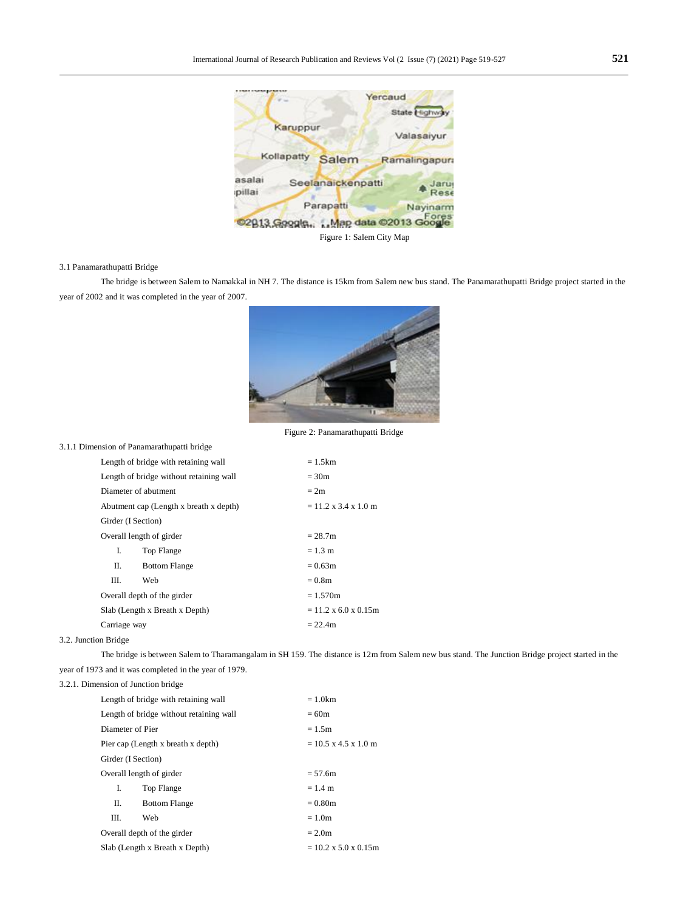Figure 1: Salem City Map

### 3.1 Panamarathupatti Bridge

The bridge is between Salem to Namakkal in NH 7. The distance is 15km from Salem new bus stand. The Panamarathupatti Bridge project started in the year of 2002 and it was completed in the year of 2007.

Figure 2: Panamarathupatti Bridge

#### 3.1.1 Dimension of Panamarathupatti bridge

| | |
|---|---|
| Length of bridge with retaining wall | = 1.5km |
| Length of bridge without retaining wall | = 30m |
| Diameter of abutment | = 2m |
| Abutment cap (Length x breath x depth) | = 11.2 x 3.4 x 1.0 m |
| Girder (I Section) | |
| Overall length of girder | = 28.7m |
| I. Top Flange | = 1.3 m |
| II. Bottom Flange | = 0.63m |
| III. Web | = 0.8m |
| Overall depth of the girder | = 1.570m |
| Slab (Length x Breath x Depth) | = 11.2 x 6.0 x 0.15m |
| Carriage way | = 22.4m |

### 3.2. Junction Bridge

The bridge is between Salem to Tharamangalam in SH 159. The distance is 12m from Salem new bus stand. The Junction Bridge project started in the year of 1973 and it was completed in the year of 1979.

#### 3.2.1. Dimension of Junction bridge

| | |
|---|---|
| Length of bridge with retaining wall | = 1.0km |
| Length of bridge without retaining wall | = 60m |
| Diameter of Pier | = 1.5m |
| Pier cap (Length x breath x depth) | = 10.5 x 4.5 x 1.0 m |
| Girder (I Section) | |
| Overall length of girder | = 57.6m |
| I. Top Flange | = 1.4 m |
| II. Bottom Flange | = 0.80m |
| III. Web | = 1.0m |
| Overall depth of the girder | = 2.0m |
| Slab (Length x Breath x Depth) | = 10.2 x 5.0 x 0.15m |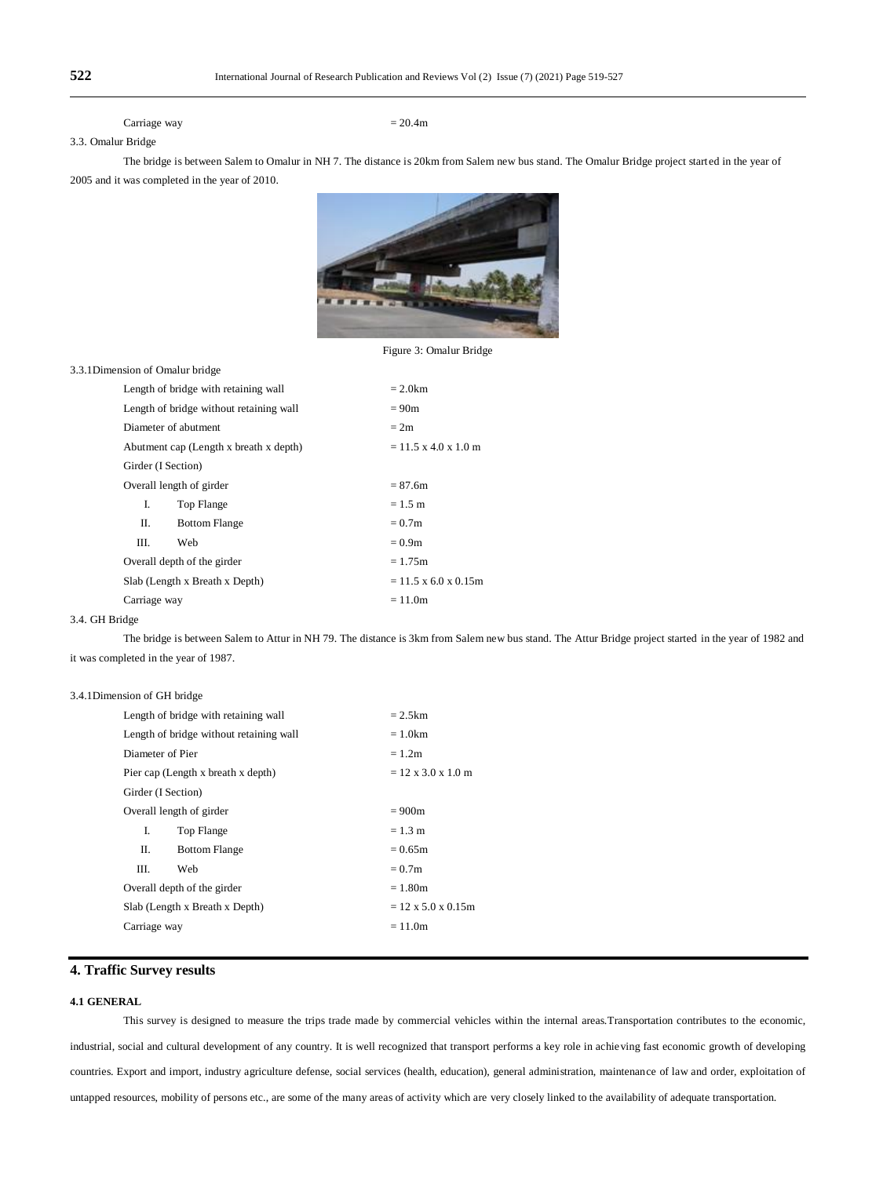Carriage way = 20.4m

3.3. Omalur Bridge

The bridge is between Salem to Omalur in NH 7. The distance is 20km from Salem new bus stand. The Omalur Bridge project started in the year of 2005 and it was completed in the year of 2010.

Figure 3: Omalur Bridge

3.3.1Dimension of Omalur bridge

| | |
|---|---|
| Length of bridge with retaining wall | = 2.0km |
| Length of bridge without retaining wall | = 90m |
| Diameter of abutment | = 2m |
| Abutment cap (Length x breath x depth) | = 11.5 x 4.0 x 1.0 m |
| Girder (I Section) | |
| Overall length of girder | = 87.6m |
| I. Top Flange | = 1.5 m |
| II. Bottom Flange | = 0.7m |
| III. Web | = 0.9m |
| Overall depth of the girder | = 1.75m |
| Slab (Length x Breath x Depth) | = 11.5 x 6.0 x 0.15m |
| Carriage way | = 11.0m |

3.4. GH Bridge

The bridge is between Salem to Attur in NH 79. The distance is 3km from Salem new bus stand. The Attur Bridge project started in the year of 1982 and it was completed in the year of 1987.

3.4.1Dimension of GH bridge

| | |
|---|---|
| Length of bridge with retaining wall | = 2.5km |
| Length of bridge without retaining wall | = 1.0km |
| Diameter of Pier | = 1.2m |
| Pier cap (Length x breath x depth) | = 12 x 3.0 x 1.0 m |
| Girder (I Section) | |
| Overall length of girder | = 900m |
| I. Top Flange | = 1.3 m |
| II. Bottom Flange | = 0.65m |
| III. Web | = 0.7m |
| Overall depth of the girder | = 1.80m |
| Slab (Length x Breath x Depth) | = 12 x 5.0 x 0.15m |
| Carriage way | = 11.0m |

## 4. Traffic Survey results

### 4.1 GENERAL

This survey is designed to measure the trips trade made by commercial vehicles within the internal areas.Transportation contributes to the economic, industrial, social and cultural development of any country. It is well recognized that transport performs a key role in achieving fast economic growth of developing countries. Export and import, industry agriculture defense, social services (health, education), general administration, maintenance of law and order, exploitation of untapped resources, mobility of persons etc., are some of the many areas of activity which are very closely linked to the availability of adequate transportation.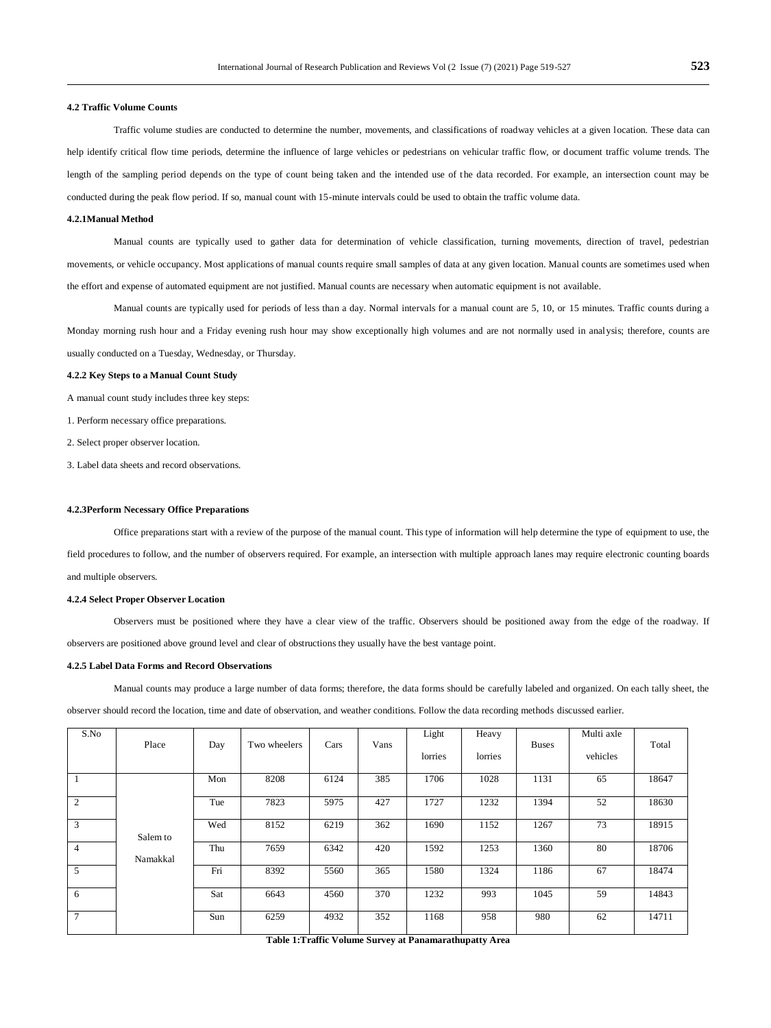#### 4.2 Traffic Volume Counts

Traffic volume studies are conducted to determine the number, movements, and classifications of roadway vehicles at a given location. These data can help identify critical flow time periods, determine the influence of large vehicles or pedestrians on vehicular traffic flow, or document traffic volume trends. The length of the sampling period depends on the type of count being taken and the intended use of the data recorded. For example, an intersection count may be conducted during the peak flow period. If so, manual count with 15-minute intervals could be used to obtain the traffic volume data.

#### 4.2.1Manual Method

Manual counts are typically used to gather data for determination of vehicle classification, turning movements, direction of travel, pedestrian movements, or vehicle occupancy. Most applications of manual counts require small samples of data at any given location. Manual counts are sometimes used when the effort and expense of automated equipment are not justified. Manual counts are necessary when automatic equipment is not available.

Manual counts are typically used for periods of less than a day. Normal intervals for a manual count are 5, 10, or 15 minutes. Traffic counts during a Monday morning rush hour and a Friday evening rush hour may show exceptionally high volumes and are not normally used in analysis; therefore, counts are usually conducted on a Tuesday, Wednesday, or Thursday.

#### 4.2.2 Key Steps to a Manual Count Study

A manual count study includes three key steps:

1. Perform necessary office preparations.
2. Select proper observer location.
3. Label data sheets and record observations.

#### 4.2.3Perform Necessary Office Preparations

Office preparations start with a review of the purpose of the manual count. This type of information will help determine the type of equipment to use, the field procedures to follow, and the number of observers required. For example, an intersection with multiple approach lanes may require electronic counting boards and multiple observers.

#### 4.2.4 Select Proper Observer Location

Observers must be positioned where they have a clear view of the traffic. Observers should be positioned away from the edge of the roadway. If observers are positioned above ground level and clear of obstructions they usually have the best vantage point.

#### 4.2.5 Label Data Forms and Record Observations

Manual counts may produce a large number of data forms; therefore, the data forms should be carefully labeled and organized. On each tally sheet, the observer should record the location, time and date of observation, and weather conditions. Follow the data recording methods discussed earlier.

| S.No | Place | Day | Two wheelers | Cars | Vans | Light lorries | Heavy lorries | Buses | Multi axle vehicles | Total |
|---|---|---|---|---|---|---|---|---|---|---|
| 1 | Salem to Namakkal | Mon | 8208 | 6124 | 385 | 1706 | 1028 | 1131 | 65 | 18647 |
| 2 | | Tue | 7823 | 5975 | 427 | 1727 | 1232 | 1394 | 52 | 18630 |
| 3 | | Wed | 8152 | 6219 | 362 | 1690 | 1152 | 1267 | 73 | 18915 |
| 4 | | Thu | 7659 | 6342 | 420 | 1592 | 1253 | 1360 | 80 | 18706 |
| 5 | | Fri | 8392 | 5560 | 365 | 1580 | 1324 | 1186 | 67 | 18474 |
| 6 | | Sat | 6643 | 4560 | 370 | 1232 | 993 | 1045 | 59 | 14843 |
| 7 | | Sun | 6259 | 4932 | 352 | 1168 | 958 | 980 | 62 | 14711 |

**Table 1:Traffic Volume Survey at Panamarathupatty Area**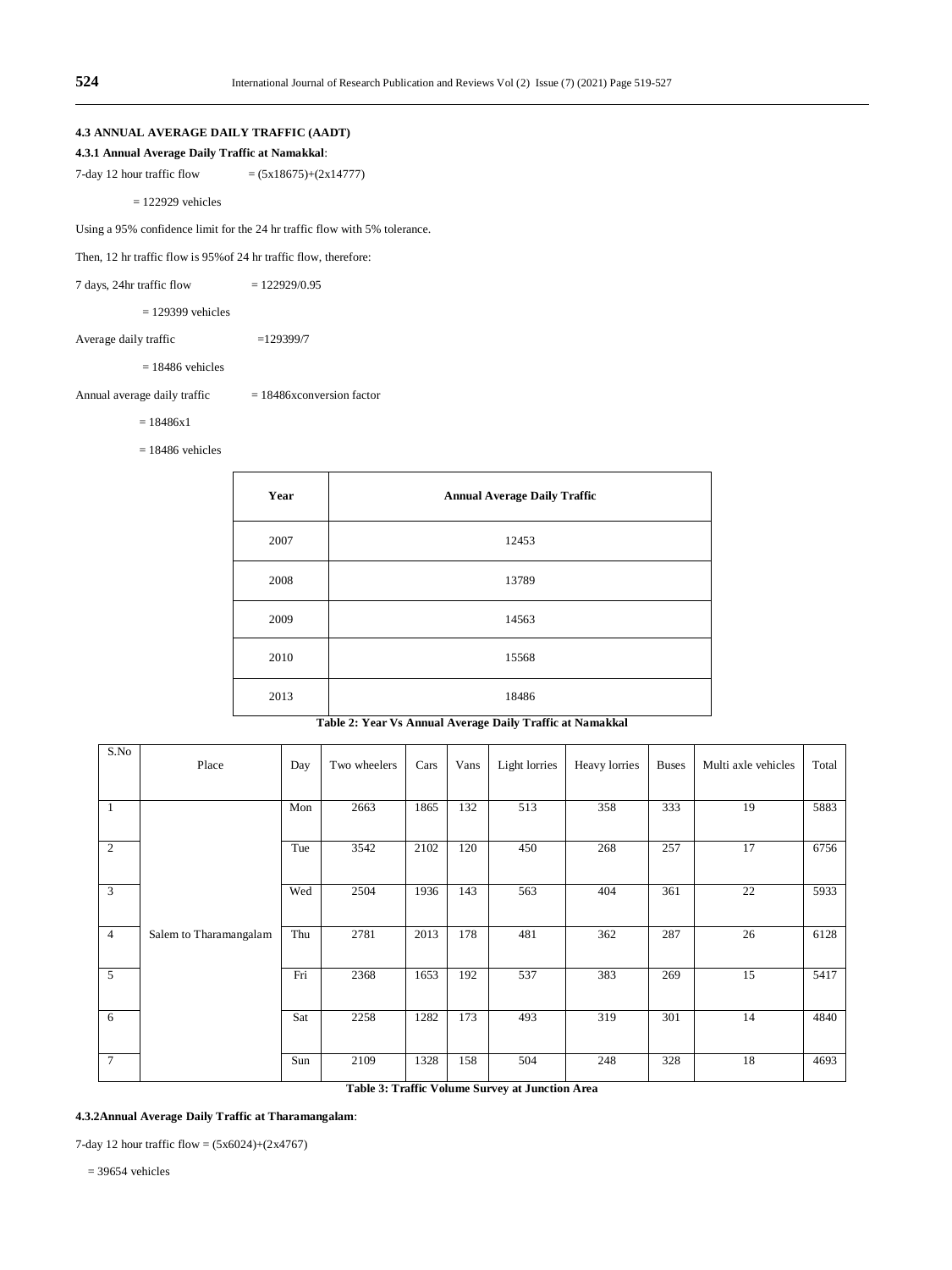### 4.3 ANNUAL AVERAGE DAILY TRAFFIC (AADT)

#### 4.3.1 Annual Average Daily Traffic at Namakkal:

7-day 12 hour traffic flow = (5x18675)+(2x14777)

= 122929 vehicles

Using a 95% confidence limit for the 24 hr traffic flow with 5% tolerance.

Then, 12 hr traffic flow is 95%of 24 hr traffic flow, therefore:

7 days, 24hr traffic flow = 122929/0.95

= 129399 vehicles

Average daily traffic =129399/7

= 18486 vehicles

Annual average daily traffic = 18486xconversion factor

= 18486x1

= 18486 vehicles

| Year | Annual Average Daily Traffic |
|---|---|
| 2007 | 12453 |
| 2008 | 13789 |
| 2009 | 14563 |
| 2010 | 15568 |
| 2013 | 18486 |

**Table 2: Year Vs Annual Average Daily Traffic at Namakkal**

| S.No | Place | Day | Two wheelers | Cars | Vans | Light lorries | Heavy lorries | Buses | Multi axle vehicles | Total |
|---|---|---|---|---|---|---|---|---|---|---|
| 1 | Salem to Tharamangalam | Mon | 2663 | 1865 | 132 | 513 | 358 | 333 | 19 | 5883 |
| 2 | | Tue | 3542 | 2102 | 120 | 450 | 268 | 257 | 17 | 6756 |
| 3 | | Wed | 2504 | 1936 | 143 | 563 | 404 | 361 | 22 | 5933 |
| 4 | | Thu | 2781 | 2013 | 178 | 481 | 362 | 287 | 26 | 6128 |
| 5 | | Fri | 2368 | 1653 | 192 | 537 | 383 | 269 | 15 | 5417 |
| 6 | | Sat | 2258 | 1282 | 173 | 493 | 319 | 301 | 14 | 4840 |
| 7 | | Sun | 2109 | 1328 | 158 | 504 | 248 | 328 | 18 | 4693 |

**Table 3: Traffic Volume Survey at Junction Area**

#### 4.3.2Annual Average Daily Traffic at Tharamangalam:

7-day 12 hour traffic flow = (5x6024)+(2x4767)

= 39654 vehicles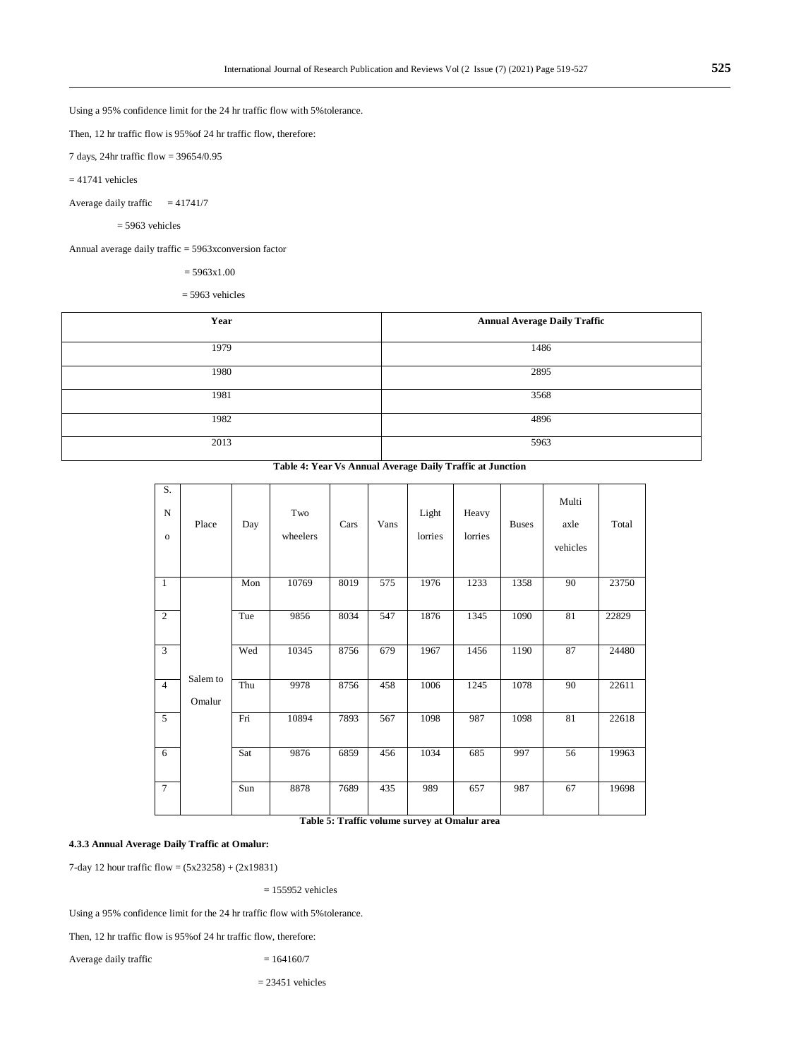Using a 95% confidence limit for the 24 hr traffic flow with 5%tolerance.

Then, 12 hr traffic flow is 95%of 24 hr traffic flow, therefore:

7 days, 24hr traffic flow = 39654/0.95

= 41741 vehicles

Average daily traffic = 41741/7

= 5963 vehicles

Annual average daily traffic = 5963xconversion factor

= 5963x1.00

= 5963 vehicles

| Year | Annual Average Daily Traffic |
|---|---|
| 1979 | 1486 |
| 1980 | 2895 |
| 1981 | 3568 |
| 1982 | 4896 |
| 2013 | 5963 |

**Table 4: Year Vs Annual Average Daily Traffic at Junction**

| S. No | Place | Day | Two wheelers | Cars | Vans | Light lorries | Heavy lorries | Buses | Multi axle vehicles | Total |
|---|---|---|---|---|---|---|---|---|---|---|
| 1 | Salem to Omalur | Mon | 10769 | 8019 | 575 | 1976 | 1233 | 1358 | 90 | 23750 |
| 2 | | Tue | 9856 | 8034 | 547 | 1876 | 1345 | 1090 | 81 | 22829 |
| 3 | | Wed | 10345 | 8756 | 679 | 1967 | 1456 | 1190 | 87 | 24480 |
| 4 | | Thu | 9978 | 8756 | 458 | 1006 | 1245 | 1078 | 90 | 22611 |
| 5 | | Fri | 10894 | 7893 | 567 | 1098 | 987 | 1098 | 81 | 22618 |
| 6 | | Sat | 9876 | 6859 | 456 | 1034 | 685 | 997 | 56 | 19963 |
| 7 | | Sun | 8878 | 7689 | 435 | 989 | 657 | 987 | 67 | 19698 |

**Table 5: Traffic volume survey at Omalur area**

#### 4.3.3 Annual Average Daily Traffic at Omalur:

7-day 12 hour traffic flow = (5x23258) + (2x19831)

= 155952 vehicles

Using a 95% confidence limit for the 24 hr traffic flow with 5%tolerance.

Then, 12 hr traffic flow is 95%of 24 hr traffic flow, therefore:

Average daily traffic = 164160/7

= 23451 vehicles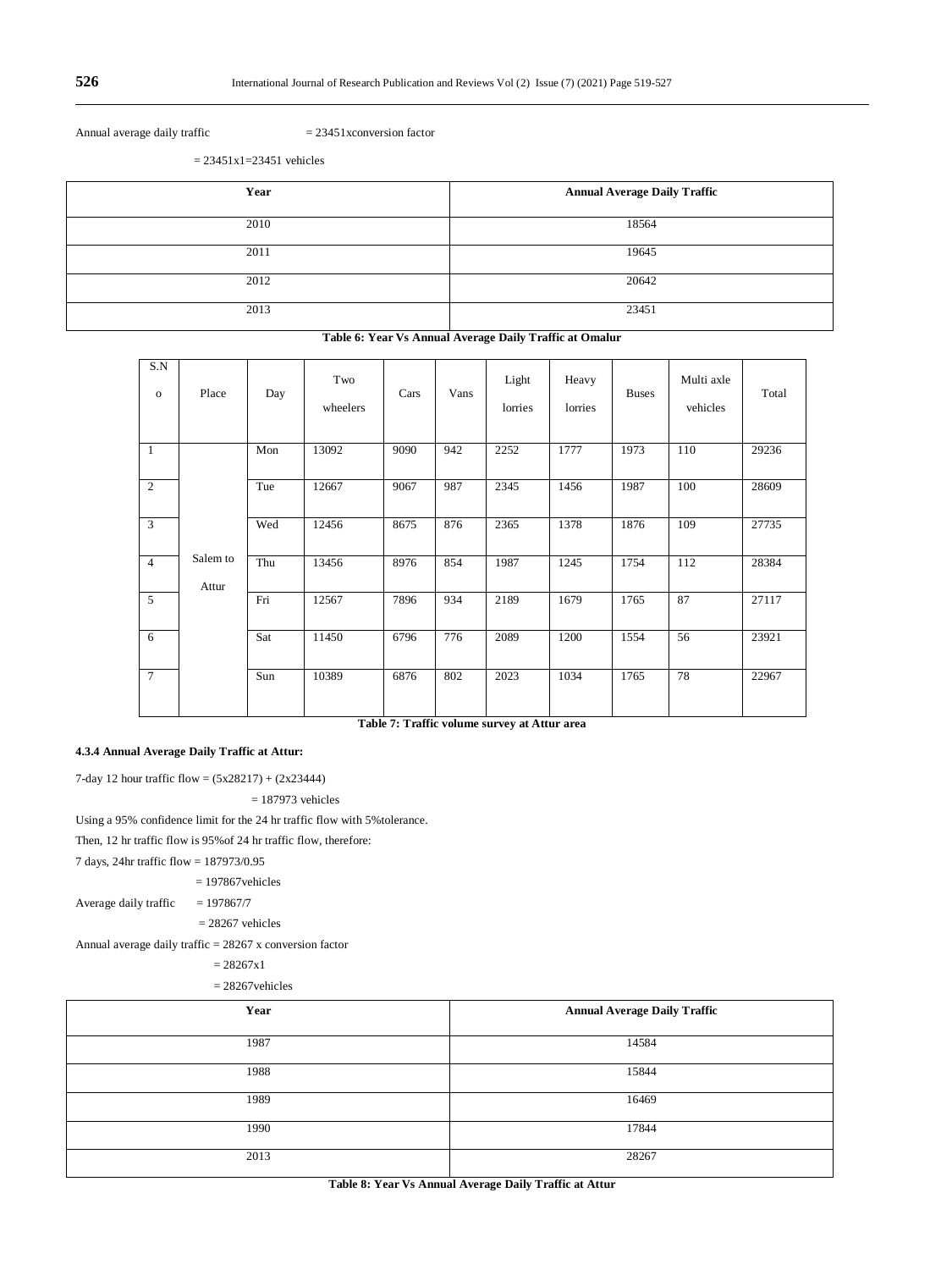Annual average daily traffic = 23451xconversion factor

= 23451x1=23451 vehicles

| Year | Annual Average Daily Traffic |
|---|---|
| 2010 | 18564 |
| 2011 | 19645 |
| 2012 | 20642 |
| 2013 | 23451 |

**Table 6: Year Vs Annual Average Daily Traffic at Omalur**

| S.No | Place | Day | Two wheelers | Cars | Vans | Light lorries | Heavy lorries | Buses | Multi axle vehicles | Total |
|---|---|---|---|---|---|---|---|---|---|---|
| 1 | Salem to Attur | Mon | 13092 | 9090 | 942 | 2252 | 1777 | 1973 | 110 | 29236 |
| 2 | | Tue | 12667 | 9067 | 987 | 2345 | 1456 | 1987 | 100 | 28609 |
| 3 | | Wed | 12456 | 8675 | 876 | 2365 | 1378 | 1876 | 109 | 27735 |
| 4 | | Thu | 13456 | 8976 | 854 | 1987 | 1245 | 1754 | 112 | 28384 |
| 5 | | Fri | 12567 | 7896 | 934 | 2189 | 1679 | 1765 | 87 | 27117 |
| 6 | | Sat | 11450 | 6796 | 776 | 2089 | 1200 | 1554 | 56 | 23921 |
| 7 | | Sun | 10389 | 6876 | 802 | 2023 | 1034 | 1765 | 78 | 22967 |

**Table 7: Traffic volume survey at Attur area**

#### 4.3.4 Annual Average Daily Traffic at Attur:

7-day 12 hour traffic flow = (5x28217) + (2x23444)

= 187973 vehicles

Using a 95% confidence limit for the 24 hr traffic flow with 5%tolerance.

Then, 12 hr traffic flow is 95%of 24 hr traffic flow, therefore:

7 days, 24hr traffic flow = 187973/0.95

= 197867vehicles

Average daily traffic = 197867/7

= 28267 vehicles

Annual average daily traffic = 28267 x conversion factor

= 28267x1

= 28267vehicles

| Year | Annual Average Daily Traffic |
|---|---|
| 1987 | 14584 |
| 1988 | 15844 |
| 1989 | 16469 |
| 1990 | 17844 |
| 2013 | 28267 |

**Table 8: Year Vs Annual Average Daily Traffic at Attur**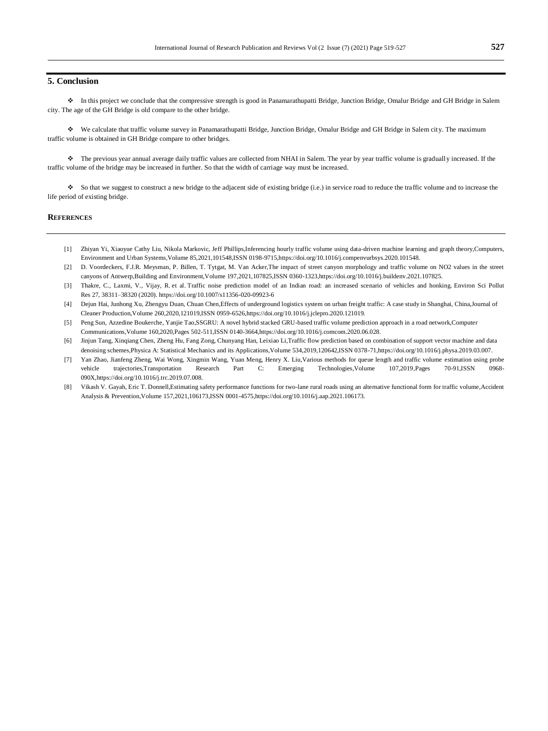## 5. Conclusion

- In this project we conclude that the compressive strength is good in Panamarathupatti Bridge, Junction Bridge, Omalur Bridge and GH Bridge in Salem city. The age of the GH Bridge is old compare to the other bridge.

- We calculate that traffic volume survey in Panamarathupatti Bridge, Junction Bridge, Omalur Bridge and GH Bridge in Salem city. The maximum traffic volume is obtained in GH Bridge compare to other bridges.

- The previous year annual average daily traffic values are collected from NHAI in Salem. The year by year traffic volume is gradually increased. If the traffic volume of the bridge may be increased in further. So that the width of carriage way must be increased.

- So that we suggest to construct a new bridge to the adjacent side of existing bridge (i.e.) in service road to reduce the traffic volume and to increase the life period of existing bridge.

## References

[1] Zhiyan Yi, Xiaoyue Cathy Liu, Nikola Markovic, Jeff Phillips,Inferencing hourly traffic volume using data-driven machine learning and graph theory,Computers, Environment and Urban Systems,Volume 85,2021,101548,ISSN 0198-9715,https://doi.org/10.1016/j.compenvurbsys.2020.101548.

[2] D. Voordeckers, F.J.R. Meysman, P. Billen, T. Tytgat, M. Van Acker,The impact of street canyon morphology and traffic volume on NO2 values in the street canyons of Antwerp,Building and Environment,Volume 197,2021,107825,ISSN 0360-1323,https://doi.org/10.1016/j.buildenv.2021.107825.

[3] Thakre, C., Laxmi, V., Vijay, R. et al. Traffic noise prediction model of an Indian road: an increased scenario of vehicles and honking. Environ Sci Pollut Res 27, 38311–38320 (2020). https://doi.org/10.1007/s11356-020-09923-6

[4] Dejun Hai, Junhong Xu, Zhengyu Duan, Chuan Chen,Effects of underground logistics system on urban freight traffic: A case study in Shanghai, China,Journal of Cleaner Production,Volume 260,2020,121019,ISSN 0959-6526,https://doi.org/10.1016/j.jclepro.2020.121019.

[5] Peng Sun, Azzedine Boukerche, Yanjie Tao,SSGRU: A novel hybrid stacked GRU-based traffic volume prediction approach in a road network,Computer Communications,Volume 160,2020,Pages 502-511,ISSN 0140-3664,https://doi.org/10.1016/j.comcom.2020.06.028.

[6] Jinjun Tang, Xinqiang Chen, Zheng Hu, Fang Zong, Chunyang Han, Leixiao Li,Traffic flow prediction based on combination of support vector machine and data denoising schemes,Physica A: Statistical Mechanics and its Applications,Volume 534,2019,120642,ISSN 0378-71,https://doi.org/10.1016/j.physa.2019.03.007.

[7] Yan Zhao, Jianfeng Zheng, Wai Wong, Xingmin Wang, Yuan Meng, Henry X. Liu,Various methods for queue length and traffic volume estimation using probe vehicle trajectories,Transportation Research Part C: Emerging Technologies,Volume 107,2019,Pages 70-91,ISSN 0968-090X,https://doi.org/10.1016/j.trc.2019.07.008.

[8] Vikash V. Gayah, Eric T. Donnell,Estimating safety performance functions for two-lane rural roads using an alternative functional form for traffic volume,Accident Analysis & Prevention,Volume 157,2021,106173,ISSN 0001-4575,https://doi.org/10.1016/j.aap.2021.106173.